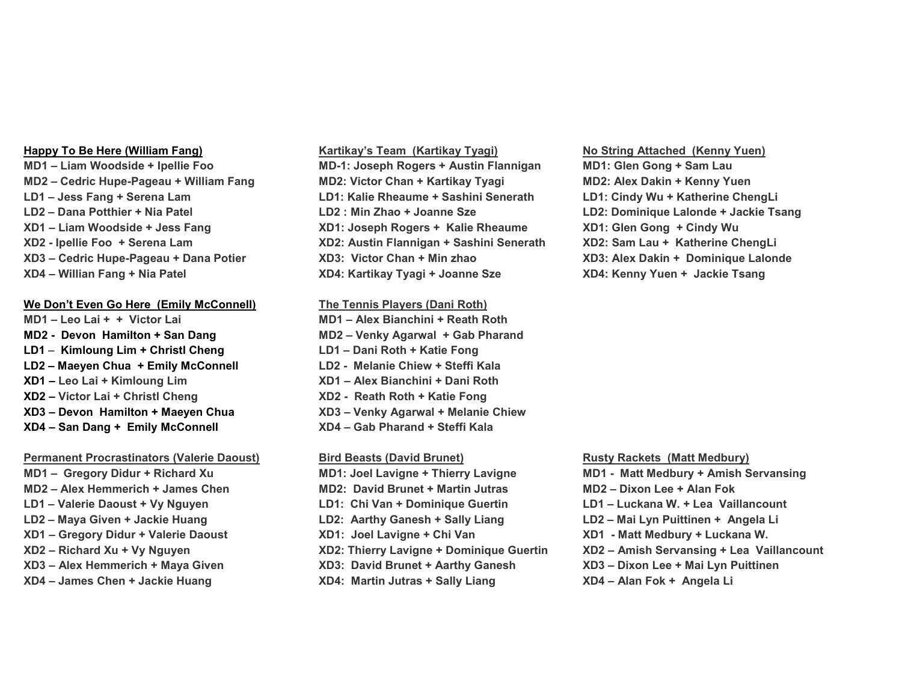**Happy To Be Here (William Fang)**

**MD1 – Liam Woodside + Ipellie Foo**
**MD2 – Cedric Hupe-Pageau + William Fang**
**LD1 – Jess Fang + Serena Lam**
**LD2 – Dana Potthier + Nia Patel**
**XD1 – Liam Woodside + Jess Fang**
**XD2 - Ipellie Foo + Serena Lam**
**XD3 – Cedric Hupe-Pageau + Dana Potier**
**XD4 – Willian Fang + Nia Patel**

**We Don't Even Go Here (Emily McConnell)**

**MD1 – Leo Lai + + Victor Lai**
**MD2 - Devon Hamilton + San Dang**
**LD1 – Kimloung Lim + Christl Cheng**
**LD2 – Maeyen Chua + Emily McConnell**
**XD1 – Leo Lai + Kimloung Lim**
**XD2 – Victor Lai + Christl Cheng**
**XD3 – Devon Hamilton + Maeyen Chua**
**XD4 – San Dang + Emily McConnell**

**Permanent Procrastinators (Valerie Daoust)**

**MD1 – Gregory Didur + Richard Xu**
**MD2 – Alex Hemmerich + James Chen**
**LD1 – Valerie Daoust + Vy Nguyen**
**LD2 – Maya Given + Jackie Huang**
**XD1 – Gregory Didur + Valerie Daoust**
**XD2 – Richard Xu + Vy Nguyen**
**XD3 – Alex Hemmerich + Maya Given**
**XD4 – James Chen + Jackie Huang**

**Kartikay's Team (Kartikay Tyagi)**

**MD-1: Joseph Rogers + Austin Flannigan**
**MD2: Victor Chan + Kartikay Tyagi**
**LD1: Kalie Rheaume + Sashini Senerath**
**LD2 : Min Zhao + Joanne Sze**
**XD1: Joseph Rogers + Kalie Rheaume**
**XD2: Austin Flannigan + Sashini Senerath**
**XD3: Victor Chan + Min zhao**
**XD4: Kartikay Tyagi + Joanne Sze**

**The Tennis Players (Dani Roth)**

**MD1 – Alex Bianchini + Reath Roth**
**MD2 – Venky Agarwal + Gab Pharand**
**LD1 – Dani Roth + Katie Fong**
**LD2 - Melanie Chiew + Steffi Kala**
**XD1 – Alex Bianchini + Dani Roth**
**XD2 - Reath Roth + Katie Fong**
**XD3 – Venky Agarwal + Melanie Chiew**
**XD4 – Gab Pharand + Steffi Kala**

**Bird Beasts (David Brunet)**

**MD1: Joel Lavigne + Thierry Lavigne**
**MD2: David Brunet + Martin Jutras**
**LD1: Chi Van + Dominique Guertin**
**LD2: Aarthy Ganesh + Sally Liang**
**XD1: Joel Lavigne + Chi Van**
**XD2: Thierry Lavigne + Dominique Guertin**
**XD3: David Brunet + Aarthy Ganesh**
**XD4: Martin Jutras + Sally Liang**

**No String Attached (Kenny Yuen)**

**MD1: Glen Gong + Sam Lau**
**MD2: Alex Dakin + Kenny Yuen**
**LD1: Cindy Wu + Katherine ChengLi**
**LD2: Dominique Lalonde + Jackie Tsang**
**XD1: Glen Gong + Cindy Wu**
**XD2: Sam Lau + Katherine ChengLi**
**XD3: Alex Dakin + Dominique Lalonde**
**XD4: Kenny Yuen + Jackie Tsang**

**Rusty Rackets (Matt Medbury)**

**MD1 - Matt Medbury + Amish Servansing**
**MD2 – Dixon Lee + Alan Fok**
**LD1 – Luckana W. + Lea Vaillancount**
**LD2 – Mai Lyn Puittinen + Angela Li**
**XD1 - Matt Medbury + Luckana W.**
**XD2 – Amish Servansing + Lea Vaillancount**
**XD3 – Dixon Lee + Mai Lyn Puittinen**
**XD4 – Alan Fok + Angela Li**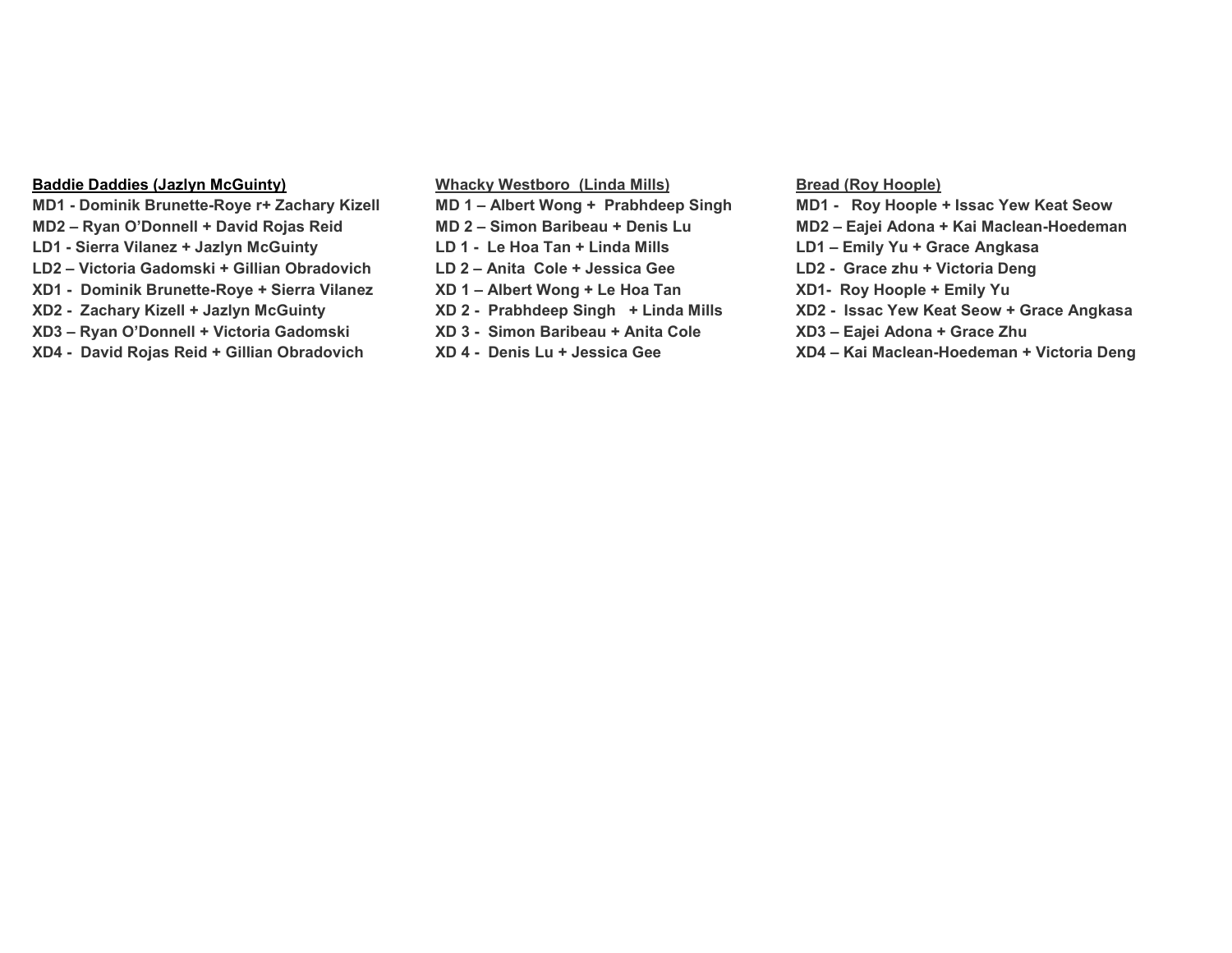**Baddie Daddies (Jazlyn McGuinty)**

**MD1 - Dominik Brunette-Roye r+ Zachary Kizell**
**MD2 – Ryan O'Donnell + David Rojas Reid**
**LD1 - Sierra Vilanez + Jazlyn McGuinty**
**LD2 – Victoria Gadomski + Gillian Obradovich**
**XD1 - Dominik Brunette-Roye + Sierra Vilanez**
**XD2 - Zachary Kizell + Jazlyn McGuinty**
**XD3 – Ryan O'Donnell + Victoria Gadomski**
**XD4 - David Rojas Reid + Gillian Obradovich**

**Whacky Westboro (Linda Mills)**

**MD 1 – Albert Wong + Prabhdeep Singh**
**MD 2 – Simon Baribeau + Denis Lu**
**LD 1 - Le Hoa Tan + Linda Mills**
**LD 2 – Anita Cole + Jessica Gee**
**XD 1 – Albert Wong + Le Hoa Tan**
**XD 2 - Prabhdeep Singh + Linda Mills**
**XD 3 - Simon Baribeau + Anita Cole**
**XD 4 - Denis Lu + Jessica Gee**

**Bread (Roy Hoople)**

**MD1 - Roy Hoople + Issac Yew Keat Seow**
**MD2 – Eajei Adona + Kai Maclean-Hoedeman**
**LD1 – Emily Yu + Grace Angkasa**
**LD2 - Grace zhu + Victoria Deng**
**XD1- Roy Hoople + Emily Yu**
**XD2 - Issac Yew Keat Seow + Grace Angkasa**
**XD3 – Eajei Adona + Grace Zhu**
**XD4 – Kai Maclean-Hoedeman + Victoria Deng**